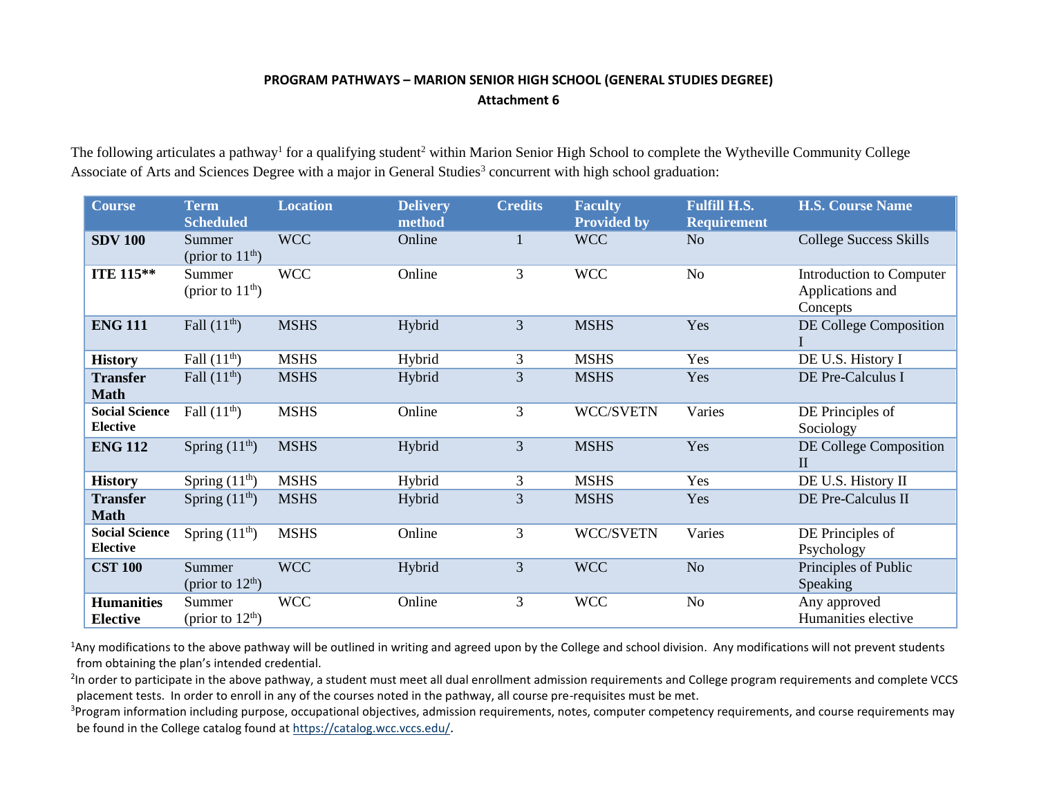**PROGRAM PATHWAYS – MARION SENIOR HIGH SCHOOL (GENERAL STUDIES DEGREE)**
**Attachment 6**

The following articulates a pathway[1] for a qualifying student[2] within Marion Senior High School to complete the Wytheville Community College Associate of Arts and Sciences Degree with a major in General Studies[3] concurrent with high school graduation:

| Course | Term Scheduled | Location | Delivery method | Credits | Faculty Provided by | Fulfill H.S. Requirement | H.S. Course Name |
|---|---|---|---|---|---|---|---|
| **SDV 100** | Summer (prior to 11th) | WCC | Online | 1 | WCC | No | College Success Skills |
| **ITE 115**** | Summer (prior to 11th) | WCC | Online | 3 | WCC | No | Introduction to Computer Applications and Concepts |
| **ENG 111** | Fall (11th) | MSHS | Hybrid | 3 | MSHS | Yes | DE College Composition I |
| **History** | Fall (11th) | MSHS | Hybrid | 3 | MSHS | Yes | DE U.S. History I |
| **Transfer Math** | Fall (11th) | MSHS | Hybrid | 3 | MSHS | Yes | DE Pre-Calculus I |
| **Social Science Elective** | Fall (11th) | MSHS | Online | 3 | WCC/SVETN | Varies | DE Principles of Sociology |
| **ENG 112** | Spring (11th) | MSHS | Hybrid | 3 | MSHS | Yes | DE College Composition II |
| **History** | Spring (11th) | MSHS | Hybrid | 3 | MSHS | Yes | DE U.S. History II |
| **Transfer Math** | Spring (11th) | MSHS | Hybrid | 3 | MSHS | Yes | DE Pre-Calculus II |
| **Social Science Elective** | Spring (11th) | MSHS | Online | 3 | WCC/SVETN | Varies | DE Principles of Psychology |
| **CST 100** | Summer (prior to 12th) | WCC | Hybrid | 3 | WCC | No | Principles of Public Speaking |
| **Humanities Elective** | Summer (prior to 12th) | WCC | Online | 3 | WCC | No | Any approved Humanities elective |

[1]Any modifications to the above pathway will be outlined in writing and agreed upon by the College and school division. Any modifications will not prevent students from obtaining the plan's intended credential.

[2]In order to participate in the above pathway, a student must meet all dual enrollment admission requirements and College program requirements and complete VCCS placement tests. In order to enroll in any of the courses noted in the pathway, all course pre-requisites must be met.

[3]Program information including purpose, occupational objectives, admission requirements, notes, computer competency requirements, and course requirements may be found in the College catalog found at https://catalog.wcc.vccs.edu/.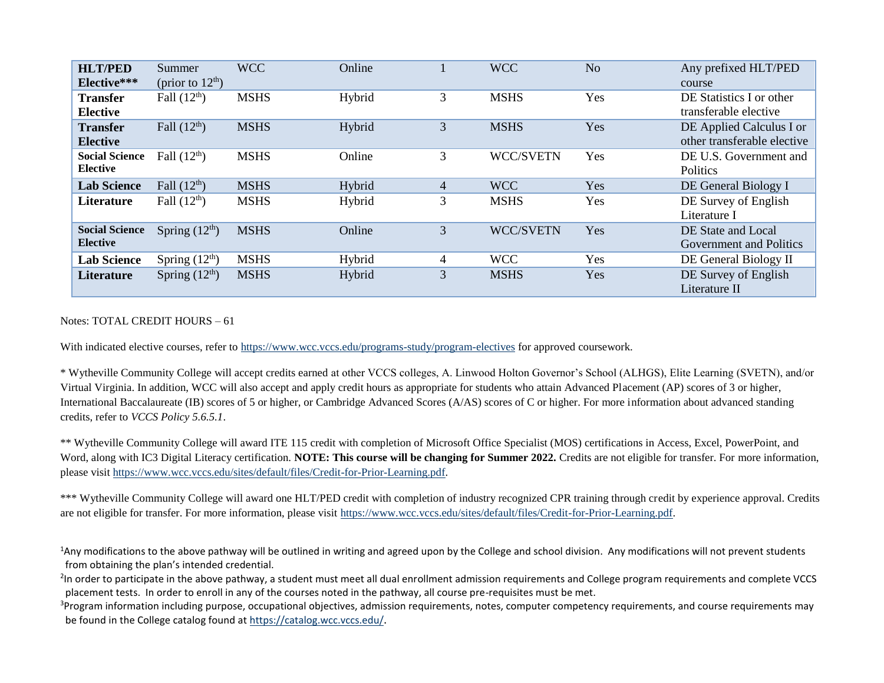| | | | | | | | |
|---|---|---|---|---|---|---|---|
| **HLT/PED Elective*** ** | Summer (prior to 12th) | WCC | Online | 1 | WCC | No | Any prefixed HLT/PED course |
| **Transfer Elective** | Fall (12th) | MSHS | Hybrid | 3 | MSHS | Yes | DE Statistics I or other transferable elective |
| **Transfer Elective** | Fall (12th) | MSHS | Hybrid | 3 | MSHS | Yes | DE Applied Calculus I or other transferable elective |
| **Social Science Elective** | Fall (12th) | MSHS | Online | 3 | WCC/SVETN | Yes | DE U.S. Government and Politics |
| **Lab Science** | Fall (12th) | MSHS | Hybrid | 4 | WCC | Yes | DE General Biology I |
| **Literature** | Fall (12th) | MSHS | Hybrid | 3 | MSHS | Yes | DE Survey of English Literature I |
| **Social Science Elective** | Spring (12th) | MSHS | Online | 3 | WCC/SVETN | Yes | DE State and Local Government and Politics |
| **Lab Science** | Spring (12th) | MSHS | Hybrid | 4 | WCC | Yes | DE General Biology II |
| **Literature** | Spring (12th) | MSHS | Hybrid | 3 | MSHS | Yes | DE Survey of English Literature II |

Notes: TOTAL CREDIT HOURS – 61

With indicated elective courses, refer to https://www.wcc.vccs.edu/programs-study/program-electives for approved coursework.

* Wytheville Community College will accept credits earned at other VCCS colleges, A. Linwood Holton Governor's School (ALHGS), Elite Learning (SVETN), and/or Virtual Virginia. In addition, WCC will also accept and apply credit hours as appropriate for students who attain Advanced Placement (AP) scores of 3 or higher, International Baccalaureate (IB) scores of 5 or higher, or Cambridge Advanced Scores (A/AS) scores of C or higher. For more information about advanced standing credits, refer to *VCCS Policy 5.6.5.1*.

** Wytheville Community College will award ITE 115 credit with completion of Microsoft Office Specialist (MOS) certifications in Access, Excel, PowerPoint, and Word, along with IC3 Digital Literacy certification. **NOTE: This course will be changing for Summer 2022.** Credits are not eligible for transfer. For more information, please visit https://www.wcc.vccs.edu/sites/default/files/Credit-for-Prior-Learning.pdf.

*** Wytheville Community College will award one HLT/PED credit with completion of industry recognized CPR training through credit by experience approval. Credits are not eligible for transfer. For more information, please visit https://www.wcc.vccs.edu/sites/default/files/Credit-for-Prior-Learning.pdf.

[1]Any modifications to the above pathway will be outlined in writing and agreed upon by the College and school division. Any modifications will not prevent students from obtaining the plan's intended credential.

[2]In order to participate in the above pathway, a student must meet all dual enrollment admission requirements and College program requirements and complete VCCS placement tests. In order to enroll in any of the courses noted in the pathway, all course pre-requisites must be met.

[3]Program information including purpose, occupational objectives, admission requirements, notes, computer competency requirements, and course requirements may be found in the College catalog found at https://catalog.wcc.vccs.edu/.